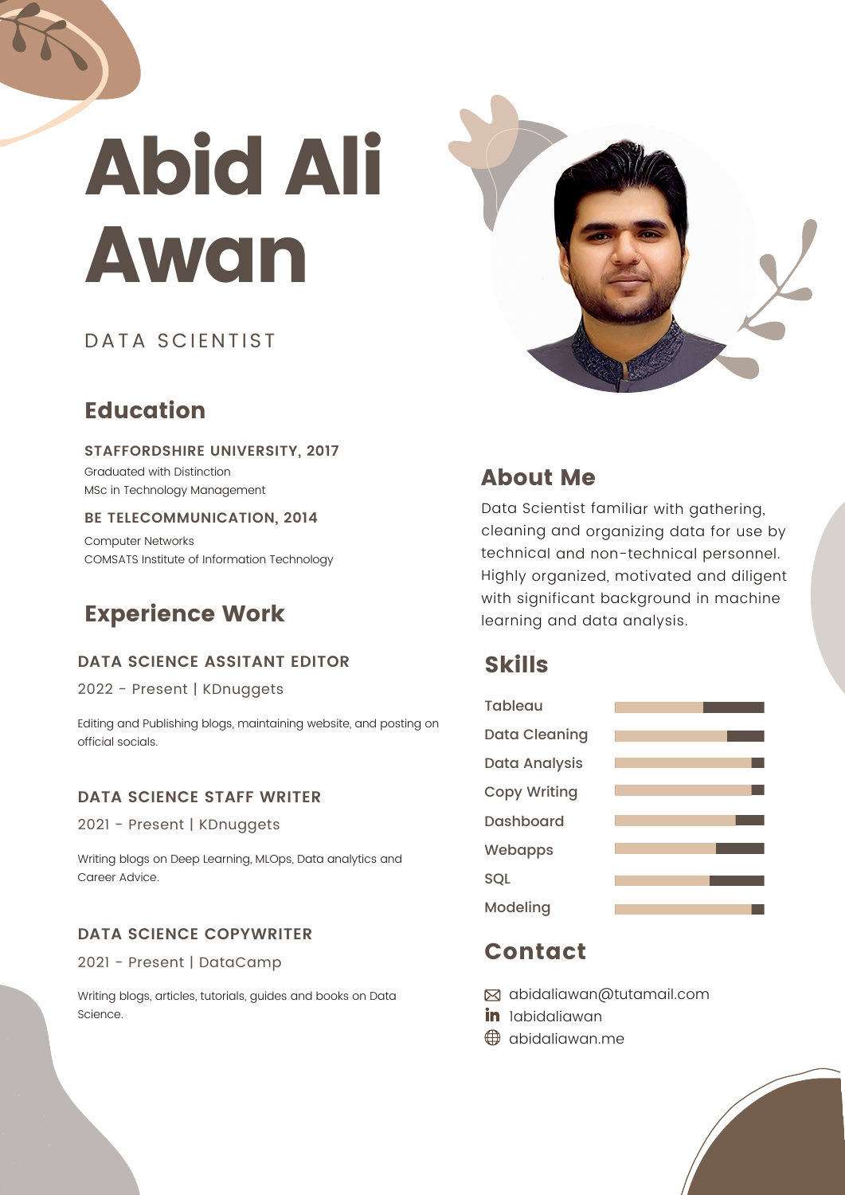# Abid Ali Awan

DATA SCIENTIST

## Education

**STAFFORDSHIRE UNIVERSITY, 2017**

Graduated with Distinction
MSc in Technology Management

**BE TELECOMMUNICATION, 2014**

Computer Networks
COMSATS Institute of Information Technology

## Experience Work

### DATA SCIENCE ASSITANT EDITOR

2022 - Present | KDnuggets

Editing and Publishing blogs, maintaining website, and posting on official socials.

### DATA SCIENCE STAFF WRITER

2021 - Present | KDnuggets

Writing blogs on Deep Learning, MLOps, Data analytics and Career Advice.

### DATA SCIENCE COPYWRITER

2021 - Present | DataCamp

Writing blogs, articles, tutorials, guides and books on Data Science.

## About Me

Data Scientist familiar with gathering, cleaning and organizing data for use by technical and non-technical personnel. Highly organized, motivated and diligent with significant background in machine learning and data analysis.

## Skills

- Tableau
- Data Cleaning
- Data Analysis
- Copy Writing
- Dashboard
- Webapps
- SQL
- Modeling

## Contact

- abidaliawan@tutamail.com
- 1abidaliawan
- abidaliawan.me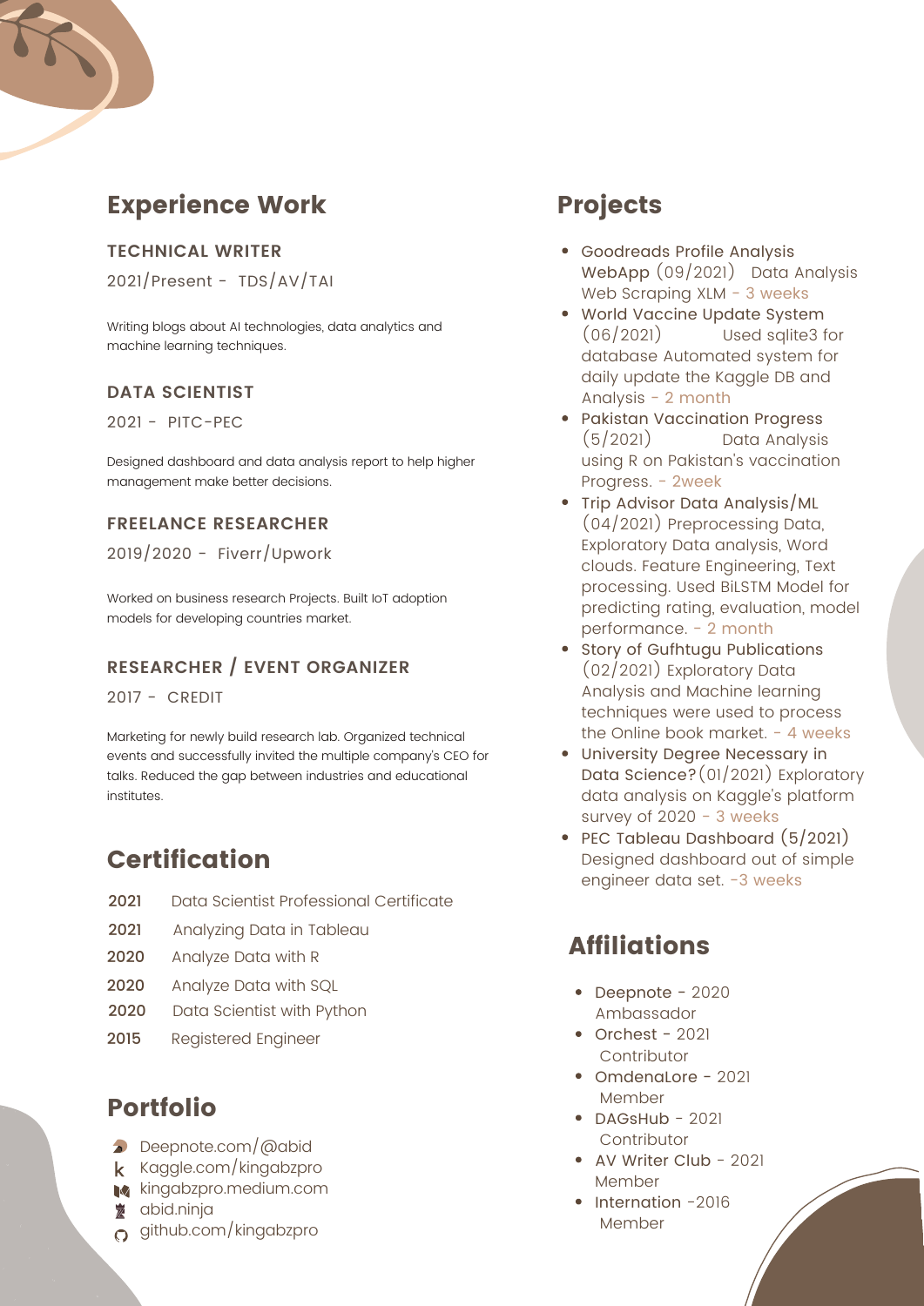## Experience Work

### TECHNICAL WRITER

2021/Present - TDS/AV/TAI

Writing blogs about AI technologies, data analytics and machine learning techniques.

### DATA SCIENTIST

2021 - PITC-PEC

Designed dashboard and data analysis report to help higher management make better decisions.

### FREELANCE RESEARCHER

2019/2020 - Fiverr/Upwork

Worked on business research Projects. Built IoT adoption models for developing countries market.

### RESEARCHER / EVENT ORGANIZER

2017 - CREDIT

Marketing for newly build research lab. Organized technical events and successfully invited the multiple company's CEO for talks. Reduced the gap between industries and educational institutes.

## Certification

| | |
|---|---|
| **2021** | Data Scientist Professional Certificate |
| **2021** | Analyzing Data in Tableau |
| **2020** | Analyze Data with R |
| **2020** | Analyze Data with SQL |
| **2020** | Data Scientist with Python |
| **2015** | Registered Engineer |

## Portfolio

- Deepnote.com/@abid
- Kaggle.com/kingabzpro
- kingabzpro.medium.com
- abid.ninja
- github.com/kingabzpro

## Projects

- Goodreads Profile Analysis WebApp (09/2021) Data Analysis Web Scraping XLM - 3 weeks
- World Vaccine Update System (06/2021) Used sqlite3 for database Automated system for daily update the Kaggle DB and Analysis - 2 month
- Pakistan Vaccination Progress (5/2021) Data Analysis using R on Pakistan's vaccination Progress. - 2week
- Trip Advisor Data Analysis/ML (04/2021) Preprocessing Data, Exploratory Data analysis, Word clouds. Feature Engineering, Text processing. Used BiLSTM Model for predicting rating, evaluation, model performance. - 2 month
- Story of Gufhtugu Publications (02/2021) Exploratory Data Analysis and Machine learning techniques were used to process the Online book market. - 4 weeks
- University Degree Necessary in Data Science?(01/2021) Exploratory data analysis on Kaggle's platform survey of 2020 - 3 weeks
- PEC Tableau Dashboard (5/2021) Designed dashboard out of simple engineer data set. -3 weeks

## Affiliations

- Deepnote - 2020 Ambassador
- Orchest - 2021 Contributor
- OmdenaLore - 2021 Member
- DAGsHub - 2021 Contributor
- AV Writer Club - 2021 Member
- Internation -2016 Member